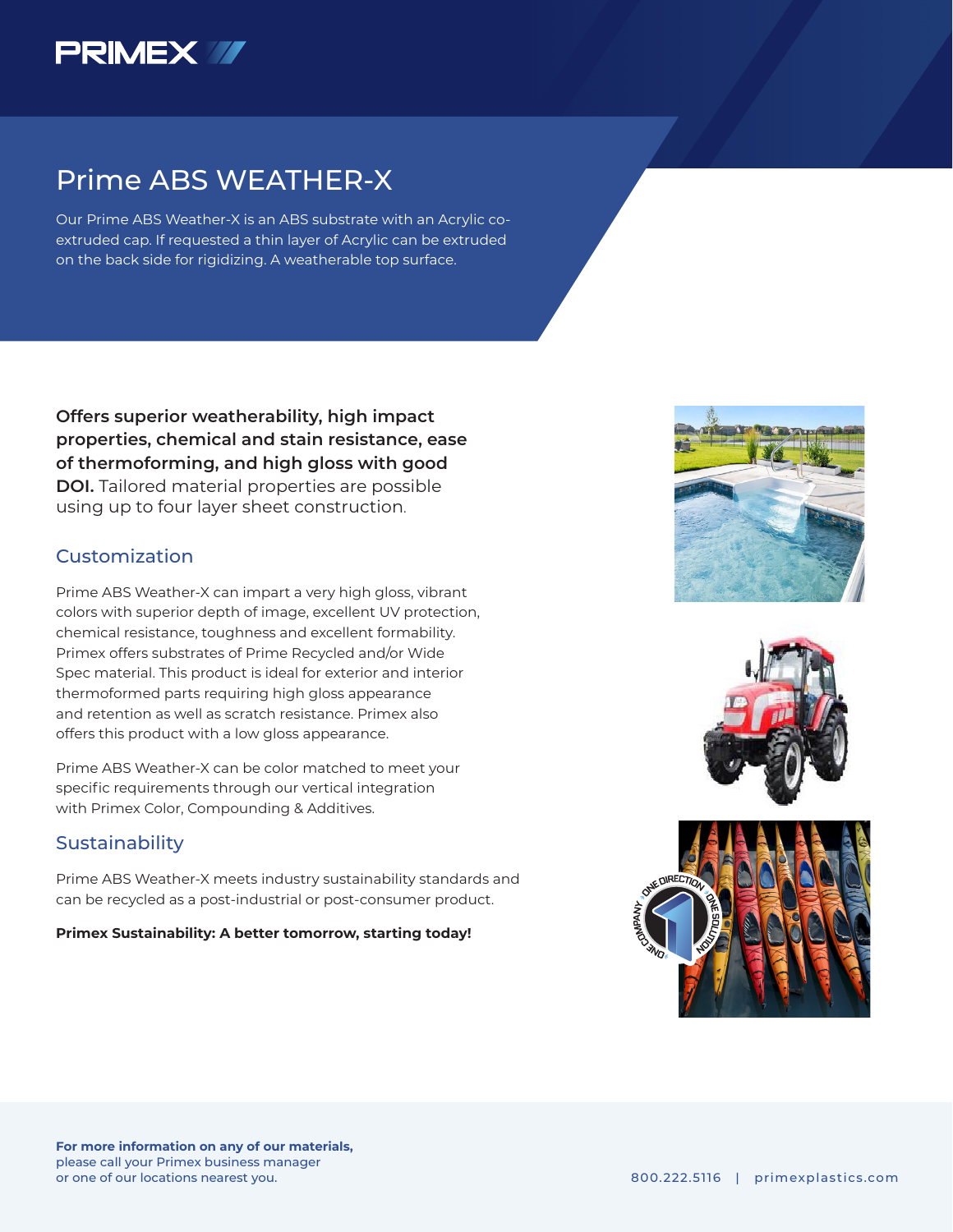PRIMEX

# Prime ABS WEATHER-X

Our Prime ABS Weather-X is an ABS substrate with an Acrylic co-extruded cap. If requested a thin layer of Acrylic can be extruded on the back side for rigidizing. A weatherable top surface.

**Offers superior weatherability, high impact properties, chemical and stain resistance, ease of thermoforming, and high gloss with good DOI.** Tailored material properties are possible using up to four layer sheet construction.

## Customization

Prime ABS Weather-X can impart a very high gloss, vibrant colors with superior depth of image, excellent UV protection, chemical resistance, toughness and excellent formability. Primex offers substrates of Prime Recycled and/or Wide Spec material. This product is ideal for exterior and interior thermoformed parts requiring high gloss appearance and retention as well as scratch resistance. Primex also offers this product with a low gloss appearance.

Prime ABS Weather-X can be color matched to meet your specific requirements through our vertical integration with Primex Color, Compounding & Additives.

## Sustainability

Prime ABS Weather-X meets industry sustainability standards and can be recycled as a post-industrial or post-consumer product.

**Primex Sustainability: A better tomorrow, starting today!**

**For more information on any of our materials,**
please call your Primex business manager
or one of our locations nearest you.

800.222.5116 | primexplastics.com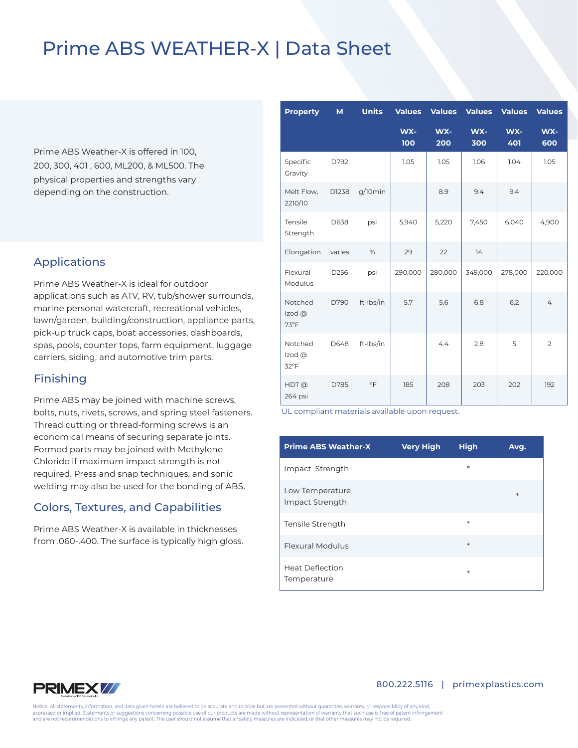# Prime ABS WEATHER-X | Data Sheet

Prime ABS Weather-X is offered in 100, 200, 300, 401 , 600, ML200, & ML500. The physical properties and strengths vary depending on the construction.

## Applications

Prime ABS Weather-X is ideal for outdoor applications such as ATV, RV, tub/shower surrounds, marine personal watercraft, recreational vehicles, lawn/garden, building/construction, appliance parts, pick-up truck caps, boat accessories, dashboards, spas, pools, counter tops, farm equipment, luggage carriers, siding, and automotive trim parts.

## Finishing

Prime ABS may be joined with machine screws, bolts, nuts, rivets, screws, and spring steel fasteners. Thread cutting or thread-forming screws is an economical means of securing separate joints. Formed parts may be joined with Methylene Chloride if maximum impact strength is not required. Press and snap techniques, and sonic welding may also be used for the bonding of ABS.

## Colors, Textures, and Capabilities

Prime ABS Weather-X is available in thicknesses from .060-.400. The surface is typically high gloss.

| Property | M | Units | Values WX-100 | Values WX-200 | Values WX-300 | Values WX-401 | Values WX-600 |
|---|---|---|---|---|---|---|---|
| Specific Gravity | D792 | | 1.05 | 1.05 | 1.06 | 1.04 | 1.05 |
| Melt Flow, 2210/10 | D1238 | g/10min | | 8.9 | 9.4 | 9.4 | |
| Tensile Strength | D638 | psi | 5,940 | 5,220 | 7,450 | 6,040 | 4,900 |
| Elongation | varies | % | 29 | 22 | 14 | | |
| Flexural Modulus | D256 | psi | 290,000 | 280,000 | 349,000 | 278,000 | 220,000 |
| Notched Izod @ 73°F | D790 | ft-lbs/in | 5.7 | 5.6 | 6.8 | 6.2 | 4 |
| Notched Izod @ 32°F | D648 | ft-lbs/in | | 4.4 | 2.8 | 5 | 2 |
| HDT @ 264 psi | D785 | °F | 185 | 208 | 203 | 202 | 192 |

UL compliant materials available upon request.

| Prime ABS Weather-X | Very High | High | Avg. |
|---|---|---|---|
| Impact Strength | | * | |
| Low Temperature Impact Strength | | | * |
| Tensile Strength | | * | |
| Flexural Modulus | | * | |
| Heat Deflection Temperature | | * | |

PRIMEX

800.222.5116 | primexplastics.com

Notice: All statements, information, and data given herein are believed to be accurate and reliable but are presented without guarantee, warranty, or responsibility of any kind, expressed or implied. Statements or suggestions concerning possible use of our products are made without representation of warranty that such use is free of patent infringement and are not recommendations to infringe any patent. The user should not assume that all safety measures are indicated, or that other measures may not be required.